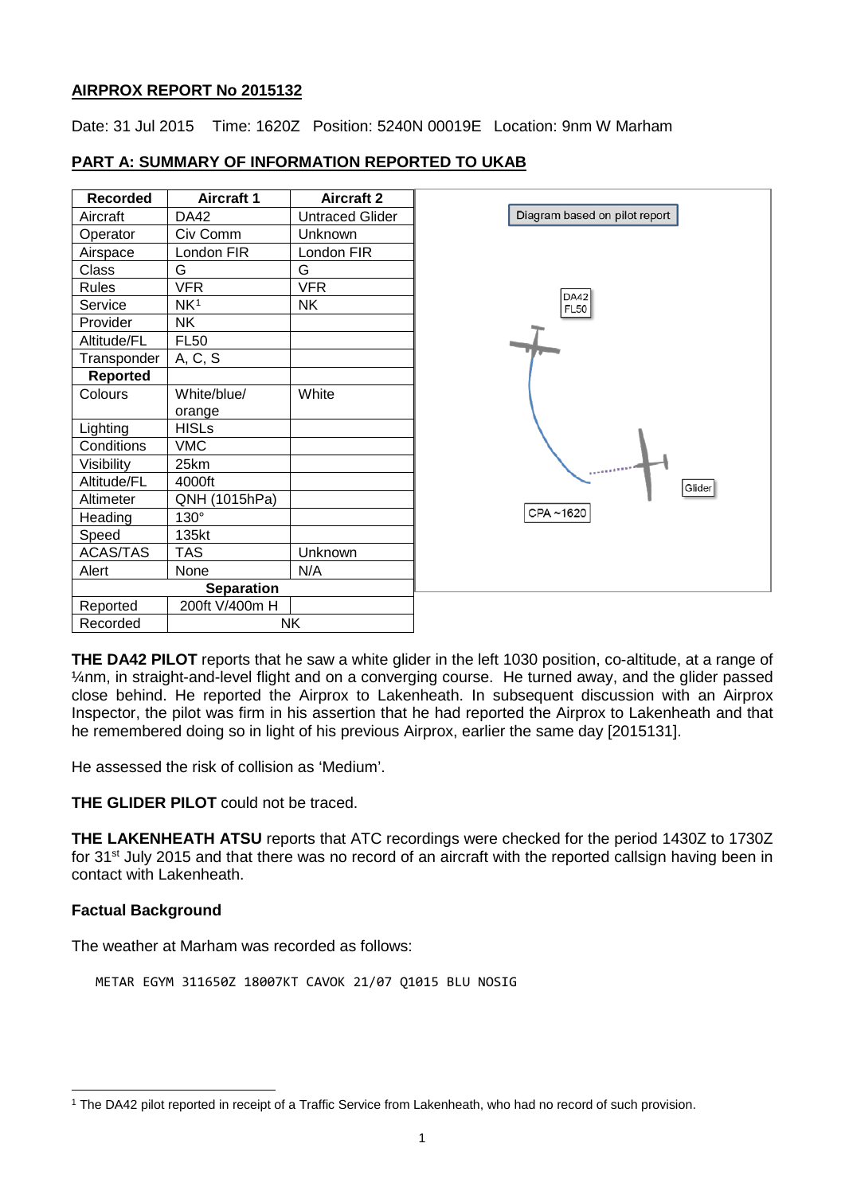**AIRPROX REPORT No 2015132**

Date: 31 Jul 2015 Time: 1620Z Position: 5240N 00019E Location: 9nm W Marham

**PART A: SUMMARY OF INFORMATION REPORTED TO UKAB**

| Recorded | Aircraft 1 | Aircraft 2 |
|---|---|---|
| Aircraft | DA42 | Untraced Glider |
| Operator | Civ Comm | Unknown |
| Airspace | London FIR | London FIR |
| Class | G | G |
| Rules | VFR | VFR |
| Service | NK[1] | NK |
| Provider | NK | |
| Altitude/FL | FL50 | |
| Transponder | A, C, S | |
| **Reported** | | |
| Colours | White/blue/orange | White |
| Lighting | HISLs | |
| Conditions | VMC | |
| Visibility | 25km | |
| Altitude/FL | 4000ft | |
| Altimeter | QNH (1015hPa) | |
| Heading | 130° | |
| Speed | 135kt | |
| ACAS/TAS | TAS | Unknown |
| Alert | None | N/A |
| **Separation** | | |
| Reported | 200ft V/400m H | |
| Recorded | NK | |

Diagram based on pilot report

**THE DA42 PILOT** reports that he saw a white glider in the left 1030 position, co-altitude, at a range of ¼nm, in straight-and-level flight and on a converging course. He turned away, and the glider passed close behind. He reported the Airprox to Lakenheath. In subsequent discussion with an Airprox Inspector, the pilot was firm in his assertion that he had reported the Airprox to Lakenheath and that he remembered doing so in light of his previous Airprox, earlier the same day [2015131].

He assessed the risk of collision as 'Medium'.

**THE GLIDER PILOT** could not be traced.

**THE LAKENHEATH ATSU** reports that ATC recordings were checked for the period 1430Z to 1730Z for 31st July 2015 and that there was no record of an aircraft with the reported callsign having been in contact with Lakenheath.

**Factual Background**

The weather at Marham was recorded as follows:

```
METAR EGYM 311650Z 18007KT CAVOK 21/07 Q1015 BLU NOSIG
```

[1] The DA42 pilot reported in receipt of a Traffic Service from Lakenheath, who had no record of such provision.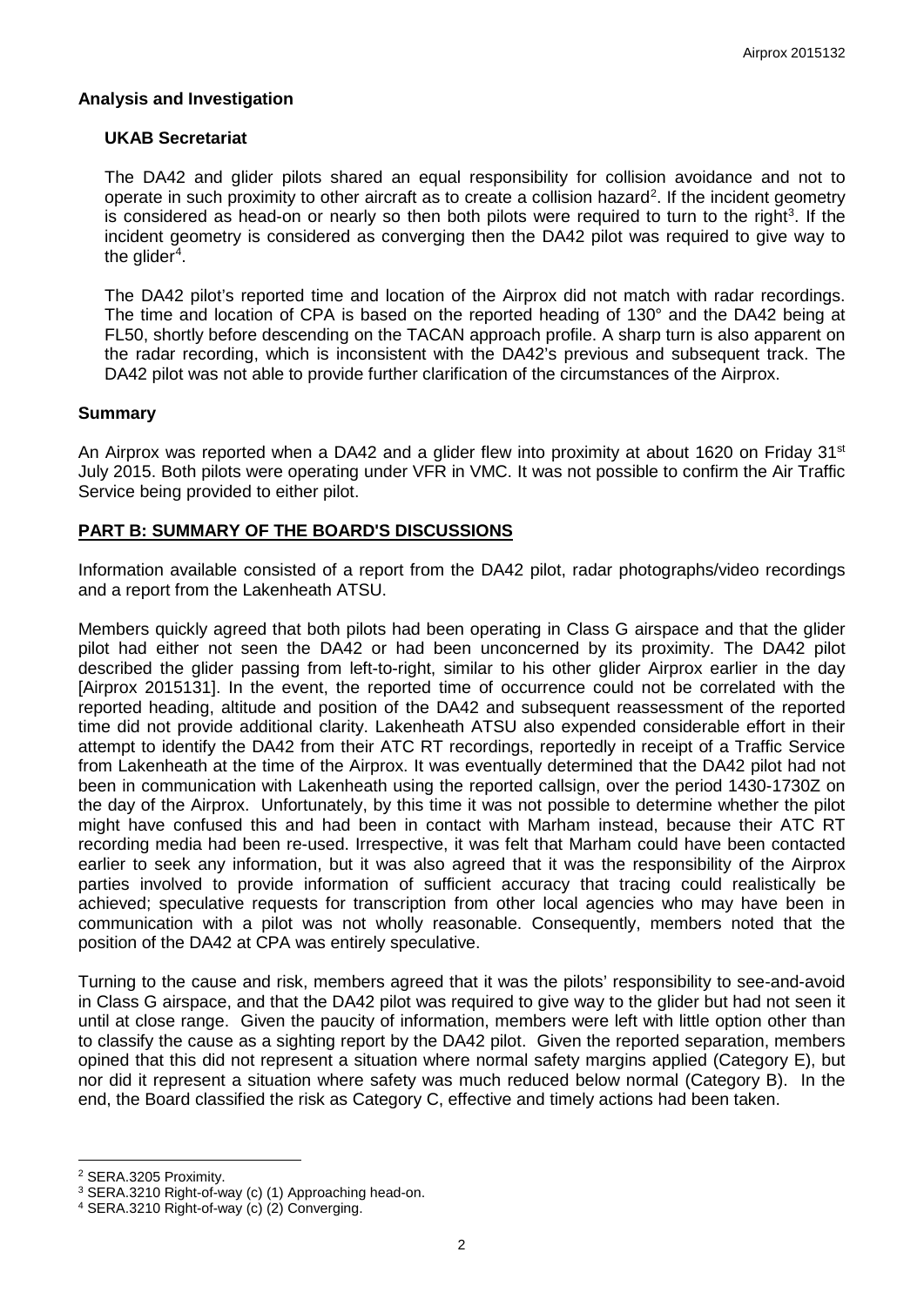## Analysis and Investigation

### UKAB Secretariat

The DA42 and glider pilots shared an equal responsibility for collision avoidance and not to operate in such proximity to other aircraft as to create a collision hazard[2]. If the incident geometry is considered as head-on or nearly so then both pilots were required to turn to the right[3]. If the incident geometry is considered as converging then the DA42 pilot was required to give way to the glider[4].

The DA42 pilot's reported time and location of the Airprox did not match with radar recordings. The time and location of CPA is based on the reported heading of 130° and the DA42 being at FL50, shortly before descending on the TACAN approach profile. A sharp turn is also apparent on the radar recording, which is inconsistent with the DA42's previous and subsequent track. The DA42 pilot was not able to provide further clarification of the circumstances of the Airprox.

## Summary

An Airprox was reported when a DA42 and a glider flew into proximity at about 1620 on Friday 31st July 2015. Both pilots were operating under VFR in VMC. It was not possible to confirm the Air Traffic Service being provided to either pilot.

## PART B: SUMMARY OF THE BOARD'S DISCUSSIONS

Information available consisted of a report from the DA42 pilot, radar photographs/video recordings and a report from the Lakenheath ATSU.

Members quickly agreed that both pilots had been operating in Class G airspace and that the glider pilot had either not seen the DA42 or had been unconcerned by its proximity. The DA42 pilot described the glider passing from left-to-right, similar to his other glider Airprox earlier in the day [Airprox 2015131]. In the event, the reported time of occurrence could not be correlated with the reported heading, altitude and position of the DA42 and subsequent reassessment of the reported time did not provide additional clarity. Lakenheath ATSU also expended considerable effort in their attempt to identify the DA42 from their ATC RT recordings, reportedly in receipt of a Traffic Service from Lakenheath at the time of the Airprox. It was eventually determined that the DA42 pilot had not been in communication with Lakenheath using the reported callsign, over the period 1430-1730Z on the day of the Airprox. Unfortunately, by this time it was not possible to determine whether the pilot might have confused this and had been in contact with Marham instead, because their ATC RT recording media had been re-used. Irrespective, it was felt that Marham could have been contacted earlier to seek any information, but it was also agreed that it was the responsibility of the Airprox parties involved to provide information of sufficient accuracy that tracing could realistically be achieved; speculative requests for transcription from other local agencies who may have been in communication with a pilot was not wholly reasonable. Consequently, members noted that the position of the DA42 at CPA was entirely speculative.

Turning to the cause and risk, members agreed that it was the pilots' responsibility to see-and-avoid in Class G airspace, and that the DA42 pilot was required to give way to the glider but had not seen it until at close range. Given the paucity of information, members were left with little option other than to classify the cause as a sighting report by the DA42 pilot. Given the reported separation, members opined that this did not represent a situation where normal safety margins applied (Category E), but nor did it represent a situation where safety was much reduced below normal (Category B). In the end, the Board classified the risk as Category C, effective and timely actions had been taken.

---

[2] SERA.3205 Proximity.

[3] SERA.3210 Right-of-way (c) (1) Approaching head-on.

[4] SERA.3210 Right-of-way (c) (2) Converging.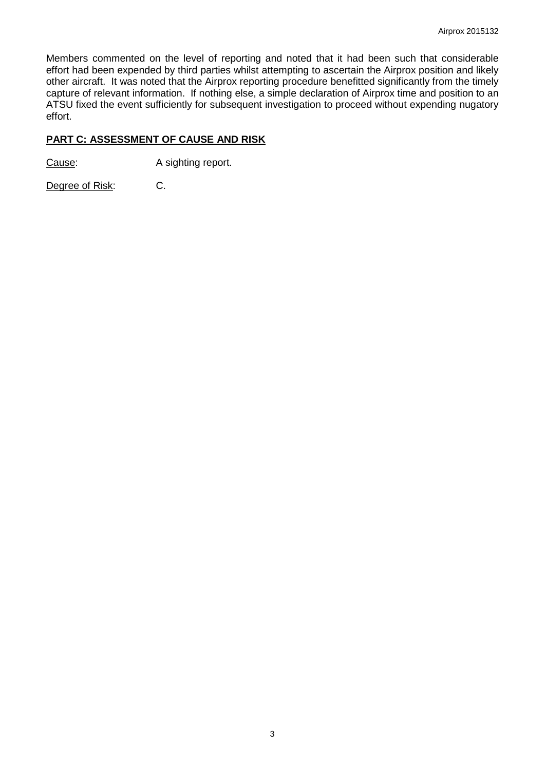Members commented on the level of reporting and noted that it had been such that considerable effort had been expended by third parties whilst attempting to ascertain the Airprox position and likely other aircraft. It was noted that the Airprox reporting procedure benefitted significantly from the timely capture of relevant information. If nothing else, a simple declaration of Airprox time and position to an ATSU fixed the event sufficiently for subsequent investigation to proceed without expending nugatory effort.

## PART C: ASSESSMENT OF CAUSE AND RISK

Cause: A sighting report.

Degree of Risk: C.